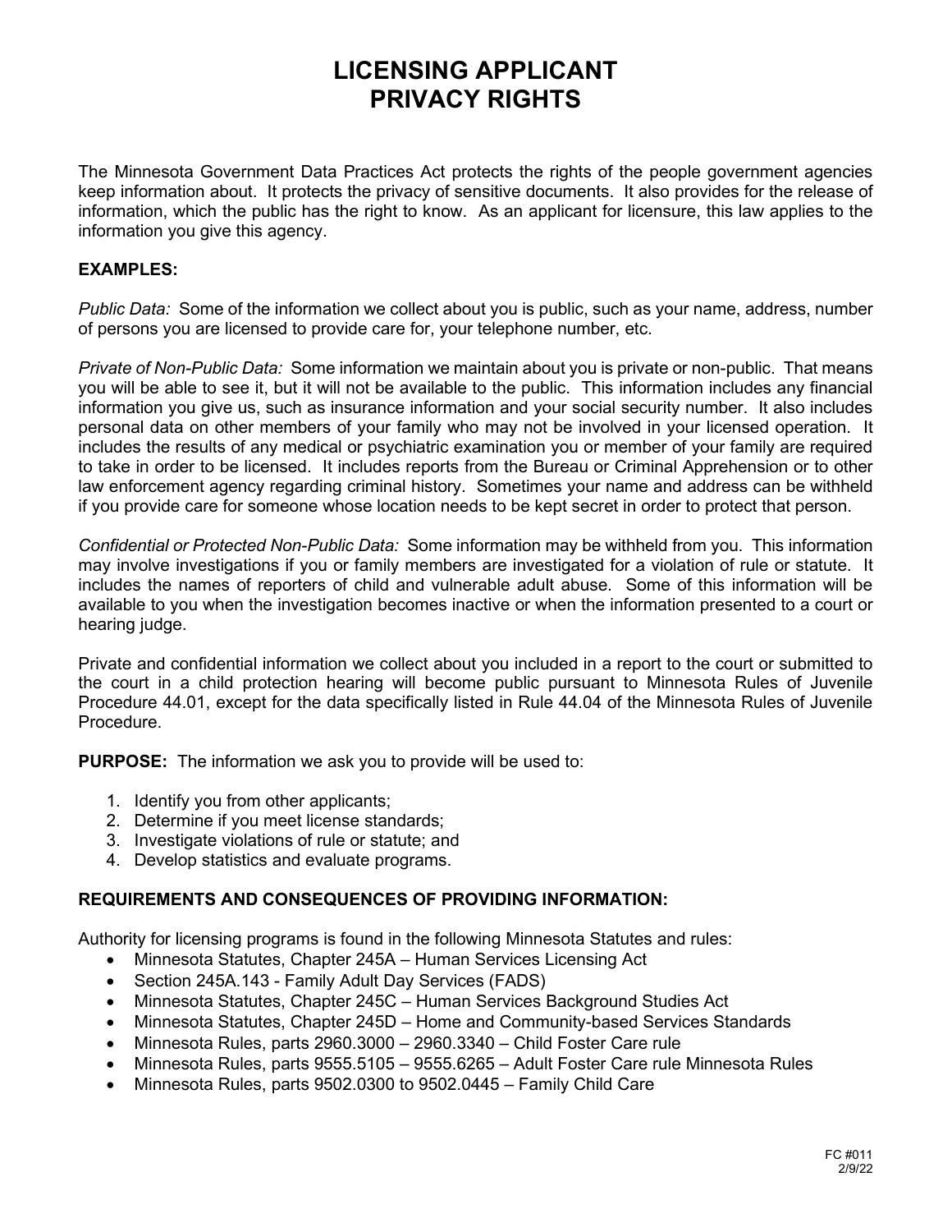# LICENSING APPLICANT PRIVACY RIGHTS

The Minnesota Government Data Practices Act protects the rights of the people government agencies keep information about. It protects the privacy of sensitive documents. It also provides for the release of information, which the public has the right to know. As an applicant for licensure, this law applies to the information you give this agency.

**EXAMPLES:**

*Public Data:* Some of the information we collect about you is public, such as your name, address, number of persons you are licensed to provide care for, your telephone number, etc.

*Private of Non-Public Data:* Some information we maintain about you is private or non-public. That means you will be able to see it, but it will not be available to the public. This information includes any financial information you give us, such as insurance information and your social security number. It also includes personal data on other members of your family who may not be involved in your licensed operation. It includes the results of any medical or psychiatric examination you or member of your family are required to take in order to be licensed. It includes reports from the Bureau or Criminal Apprehension or to other law enforcement agency regarding criminal history. Sometimes your name and address can be withheld if you provide care for someone whose location needs to be kept secret in order to protect that person.

*Confidential or Protected Non-Public Data:* Some information may be withheld from you. This information may involve investigations if you or family members are investigated for a violation of rule or statute. It includes the names of reporters of child and vulnerable adult abuse. Some of this information will be available to you when the investigation becomes inactive or when the information presented to a court or hearing judge.

Private and confidential information we collect about you included in a report to the court or submitted to the court in a child protection hearing will become public pursuant to Minnesota Rules of Juvenile Procedure 44.01, except for the data specifically listed in Rule 44.04 of the Minnesota Rules of Juvenile Procedure.

**PURPOSE:** The information we ask you to provide will be used to:

1. Identify you from other applicants;
2. Determine if you meet license standards;
3. Investigate violations of rule or statute; and
4. Develop statistics and evaluate programs.

**REQUIREMENTS AND CONSEQUENCES OF PROVIDING INFORMATION:**

Authority for licensing programs is found in the following Minnesota Statutes and rules:

- Minnesota Statutes, Chapter 245A – Human Services Licensing Act
- Section 245A.143 - Family Adult Day Services (FADS)
- Minnesota Statutes, Chapter 245C – Human Services Background Studies Act
- Minnesota Statutes, Chapter 245D – Home and Community-based Services Standards
- Minnesota Rules, parts 2960.3000 – 2960.3340 – Child Foster Care rule
- Minnesota Rules, parts 9555.5105 – 9555.6265 – Adult Foster Care rule Minnesota Rules
- Minnesota Rules, parts 9502.0300 to 9502.0445 – Family Child Care

FC #011
2/9/22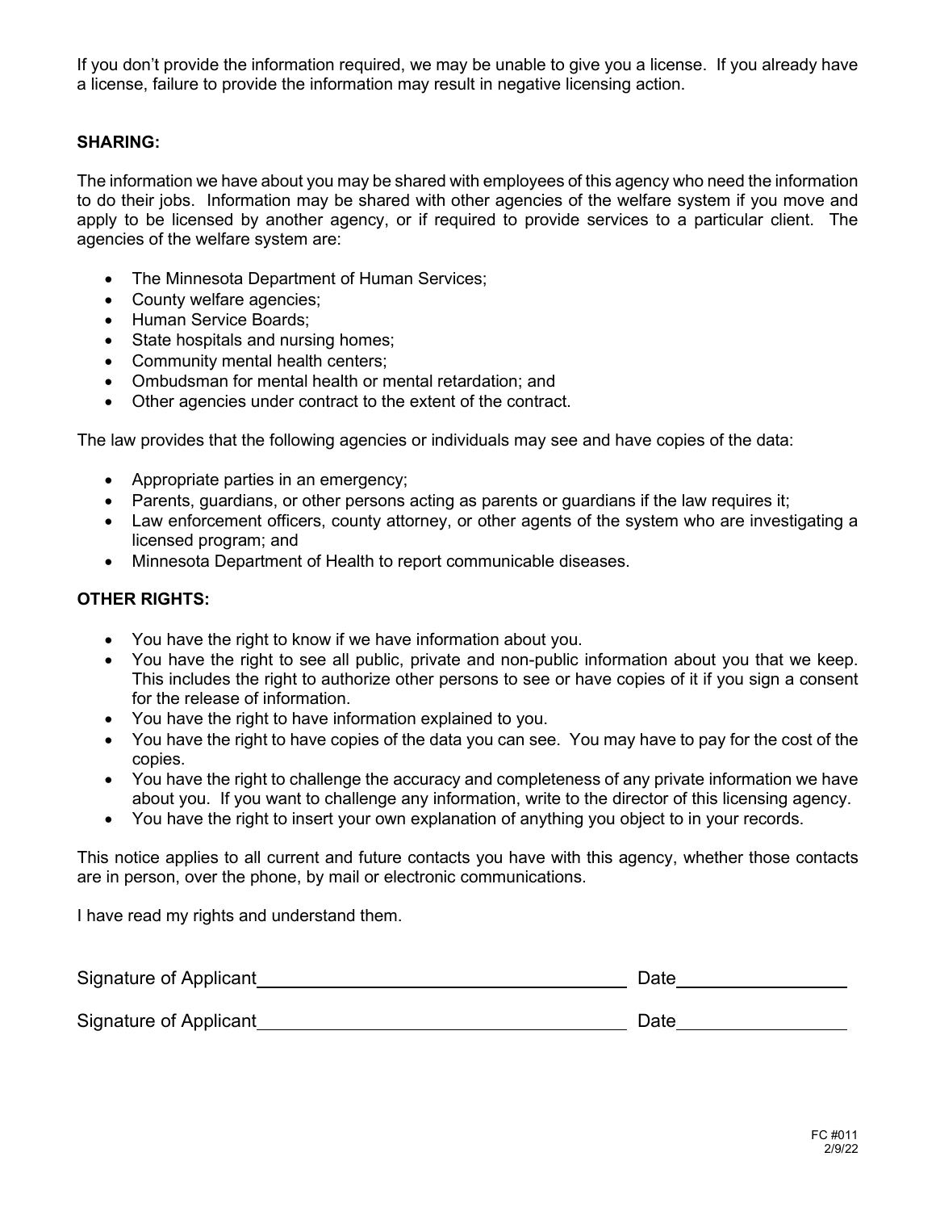If you don't provide the information required, we may be unable to give you a license. If you already have a license, failure to provide the information may result in negative licensing action.

**SHARING:**

The information we have about you may be shared with employees of this agency who need the information to do their jobs. Information may be shared with other agencies of the welfare system if you move and apply to be licensed by another agency, or if required to provide services to a particular client. The agencies of the welfare system are:

- The Minnesota Department of Human Services;
- County welfare agencies;
- Human Service Boards;
- State hospitals and nursing homes;
- Community mental health centers;
- Ombudsman for mental health or mental retardation; and
- Other agencies under contract to the extent of the contract.

The law provides that the following agencies or individuals may see and have copies of the data:

- Appropriate parties in an emergency;
- Parents, guardians, or other persons acting as parents or guardians if the law requires it;
- Law enforcement officers, county attorney, or other agents of the system who are investigating a licensed program; and
- Minnesota Department of Health to report communicable diseases.

**OTHER RIGHTS:**

- You have the right to know if we have information about you.
- You have the right to see all public, private and non-public information about you that we keep. This includes the right to authorize other persons to see or have copies of it if you sign a consent for the release of information.
- You have the right to have information explained to you.
- You have the right to have copies of the data you can see. You may have to pay for the cost of the copies.
- You have the right to challenge the accuracy and completeness of any private information we have about you. If you want to challenge any information, write to the director of this licensing agency.
- You have the right to insert your own explanation of anything you object to in your records.

This notice applies to all current and future contacts you have with this agency, whether those contacts are in person, over the phone, by mail or electronic communications.

I have read my rights and understand them.

Signature of Applicant____________________________________ Date________________

Signature of Applicant____________________________________ Date________________

FC #011
2/9/22